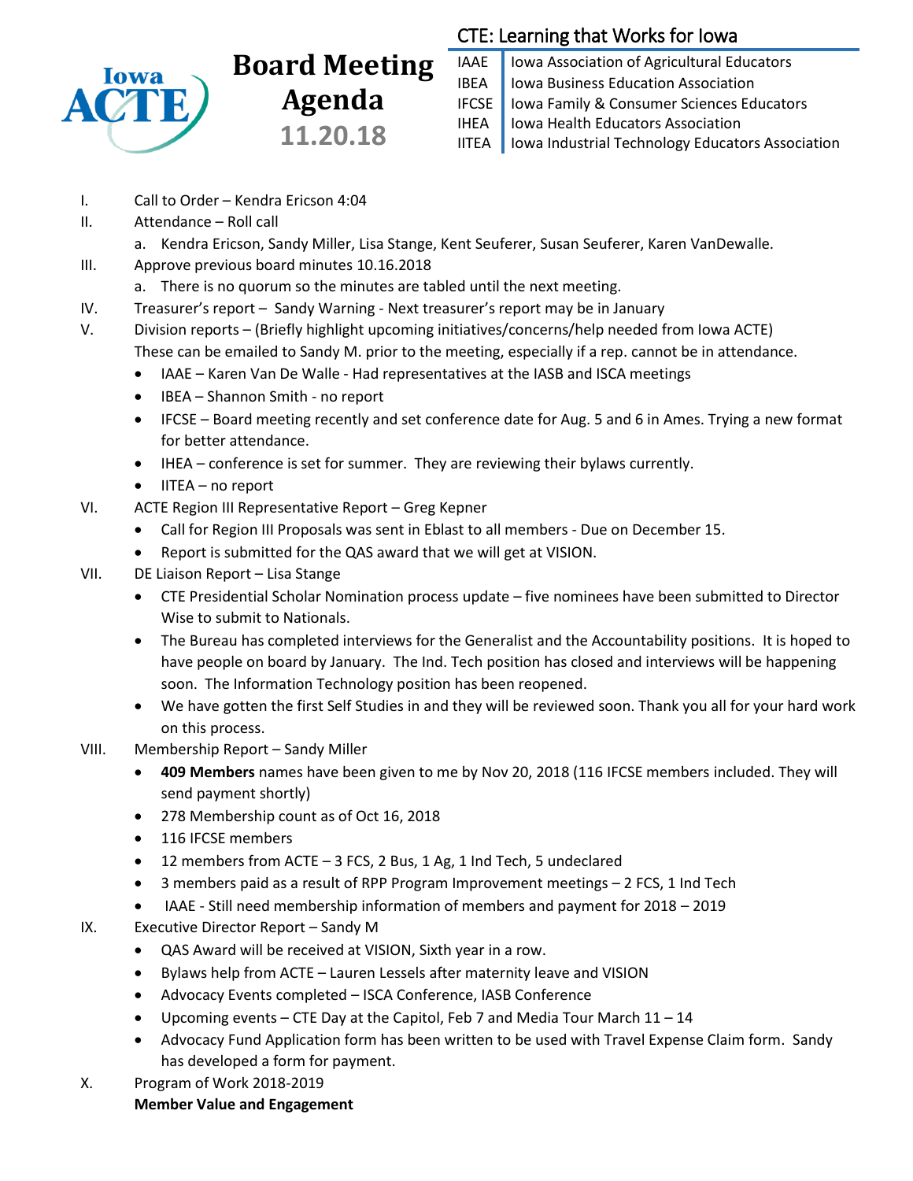# Board Meeting Agenda

**11.20.18**

## CTE: Learning that Works for Iowa

| | |
|---|---|
| IAAE | Iowa Association of Agricultural Educators |
| IBEA | Iowa Business Education Association |
| IFCSE | Iowa Family & Consumer Sciences Educators |
| IHEA | Iowa Health Educators Association |
| IITEA | Iowa Industrial Technology Educators Association |

I. Call to Order – Kendra Ericson 4:04

II. Attendance – Roll call
   a. Kendra Ericson, Sandy Miller, Lisa Stange, Kent Seuferer, Susan Seuferer, Karen VanDewalle.

III. Approve previous board minutes 10.16.2018
   a. There is no quorum so the minutes are tabled until the next meeting.

IV. Treasurer's report – Sandy Warning - Next treasurer's report may be in January

V. Division reports – (Briefly highlight upcoming initiatives/concerns/help needed from Iowa ACTE) These can be emailed to Sandy M. prior to the meeting, especially if a rep. cannot be in attendance.
   - IAAE – Karen Van De Walle - Had representatives at the IASB and ISCA meetings
   - IBEA – Shannon Smith - no report
   - IFCSE – Board meeting recently and set conference date for Aug. 5 and 6 in Ames. Trying a new format for better attendance.
   - IHEA – conference is set for summer. They are reviewing their bylaws currently.
   - IITEA – no report

VI. ACTE Region III Representative Report – Greg Kepner
   - Call for Region III Proposals was sent in Eblast to all members - Due on December 15.
   - Report is submitted for the QAS award that we will get at VISION.

VII. DE Liaison Report – Lisa Stange
   - CTE Presidential Scholar Nomination process update – five nominees have been submitted to Director Wise to submit to Nationals.
   - The Bureau has completed interviews for the Generalist and the Accountability positions. It is hoped to have people on board by January. The Ind. Tech position has closed and interviews will be happening soon. The Information Technology position has been reopened.
   - We have gotten the first Self Studies in and they will be reviewed soon. Thank you all for your hard work on this process.

VIII. Membership Report – Sandy Miller
   - **409 Members** names have been given to me by Nov 20, 2018 (116 IFCSE members included. They will send payment shortly)
   - 278 Membership count as of Oct 16, 2018
   - 116 IFCSE members
   - 12 members from ACTE – 3 FCS, 2 Bus, 1 Ag, 1 Ind Tech, 5 undeclared
   - 3 members paid as a result of RPP Program Improvement meetings – 2 FCS, 1 Ind Tech
   - IAAE - Still need membership information of members and payment for 2018 – 2019

IX. Executive Director Report – Sandy M
   - QAS Award will be received at VISION, Sixth year in a row.
   - Bylaws help from ACTE – Lauren Lessels after maternity leave and VISION
   - Advocacy Events completed – ISCA Conference, IASB Conference
   - Upcoming events – CTE Day at the Capitol, Feb 7 and Media Tour March 11 – 14
   - Advocacy Fund Application form has been written to be used with Travel Expense Claim form. Sandy has developed a form for payment.

X. Program of Work 2018-2019

**Member Value and Engagement**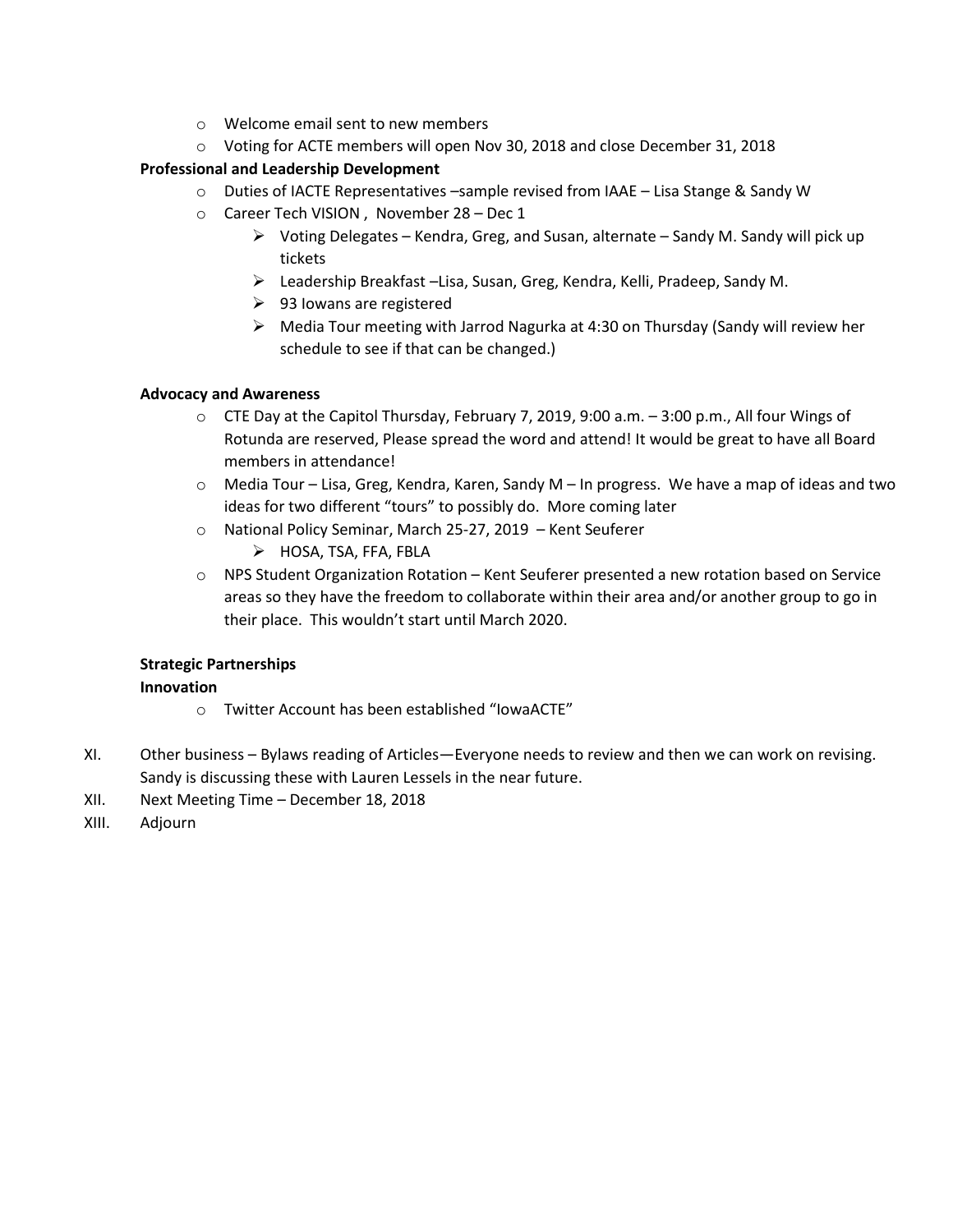- Welcome email sent to new members
- Voting for ACTE members will open Nov 30, 2018 and close December 31, 2018

**Professional and Leadership Development**

- Duties of IACTE Representatives –sample revised from IAAE – Lisa Stange & Sandy W
- Career Tech VISION , November 28 – Dec 1
  - Voting Delegates – Kendra, Greg, and Susan, alternate – Sandy M. Sandy will pick up tickets
  - Leadership Breakfast –Lisa, Susan, Greg, Kendra, Kelli, Pradeep, Sandy M.
  - 93 Iowans are registered
  - Media Tour meeting with Jarrod Nagurka at 4:30 on Thursday (Sandy will review her schedule to see if that can be changed.)

**Advocacy and Awareness**

- CTE Day at the Capitol Thursday, February 7, 2019, 9:00 a.m. – 3:00 p.m., All four Wings of Rotunda are reserved, Please spread the word and attend! It would be great to have all Board members in attendance!
- Media Tour – Lisa, Greg, Kendra, Karen, Sandy M – In progress. We have a map of ideas and two ideas for two different "tours" to possibly do. More coming later
- National Policy Seminar, March 25-27, 2019 – Kent Seuferer
  - HOSA, TSA, FFA, FBLA
- NPS Student Organization Rotation – Kent Seuferer presented a new rotation based on Service areas so they have the freedom to collaborate within their area and/or another group to go in their place. This wouldn't start until March 2020.

**Strategic Partnerships**

**Innovation**

- Twitter Account has been established "IowaACTE"

XI. Other business – Bylaws reading of Articles—Everyone needs to review and then we can work on revising. Sandy is discussing these with Lauren Lessels in the near future.

XII. Next Meeting Time – December 18, 2018

XIII. Adjourn